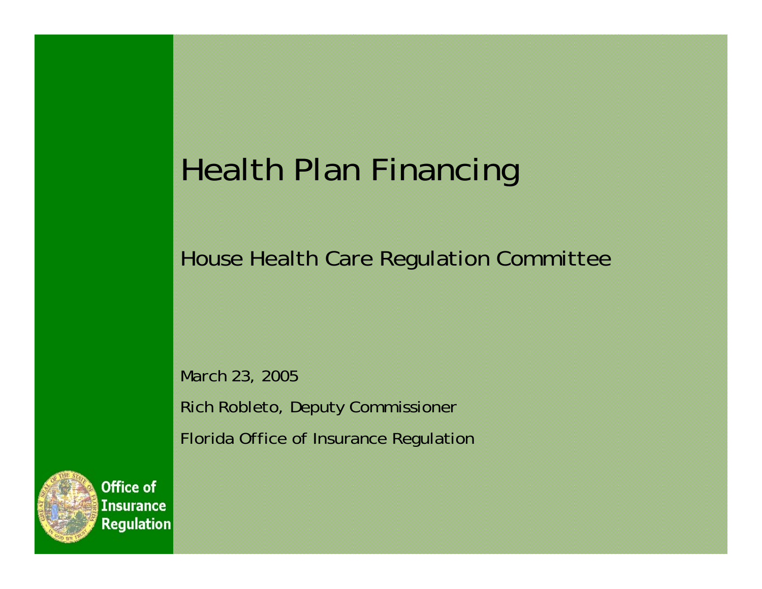# Health Plan Financing

## House Health Care Regulation Committee

March 23, 2005

Rich Robleto, Deputy Commissioner

Florida Office of Insurance Regulation

Office of Insurance Regulation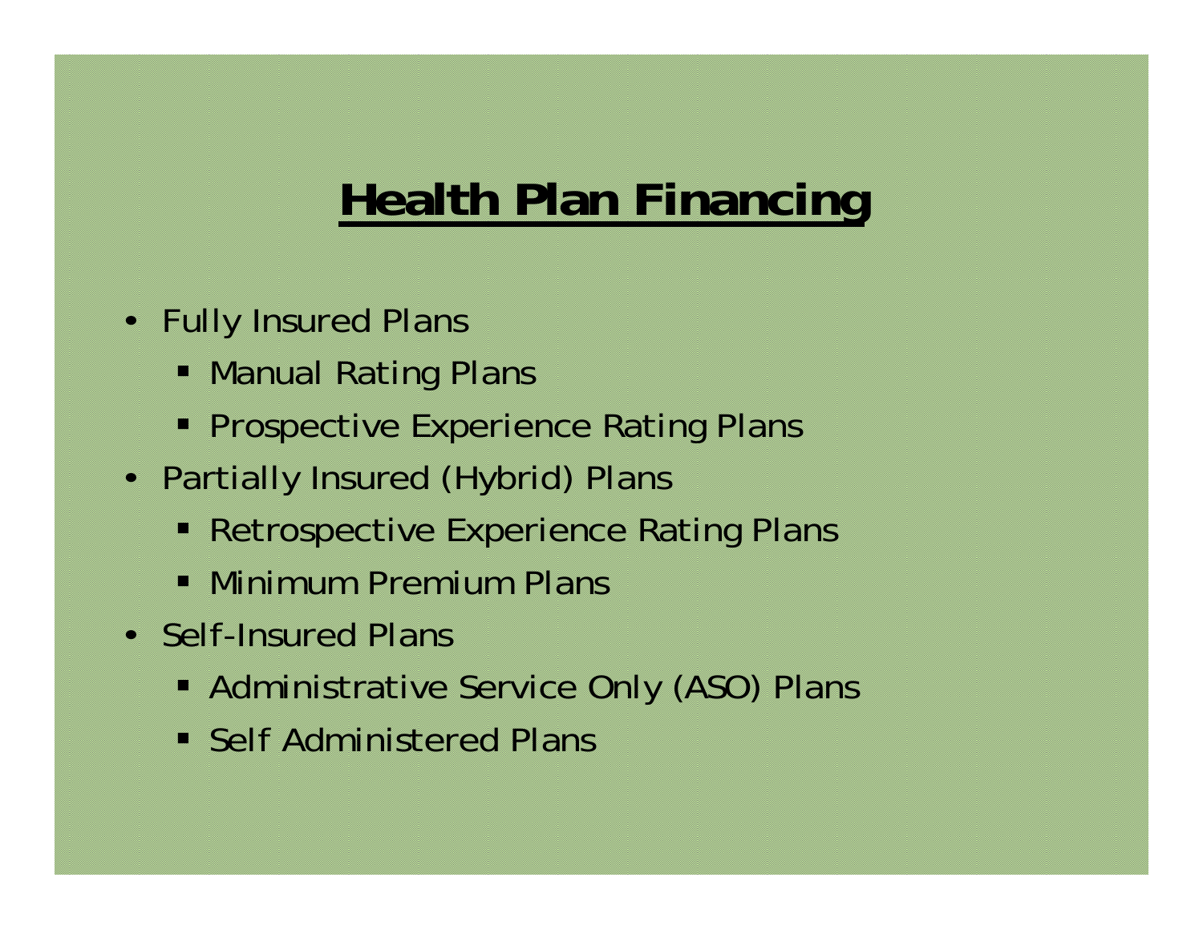# Health Plan Financing

- Fully Insured Plans
  - Manual Rating Plans
  - Prospective Experience Rating Plans
- Partially Insured (Hybrid) Plans
  - Retrospective Experience Rating Plans
  - Minimum Premium Plans
- Self-Insured Plans
  - Administrative Service Only (ASO) Plans
  - Self Administered Plans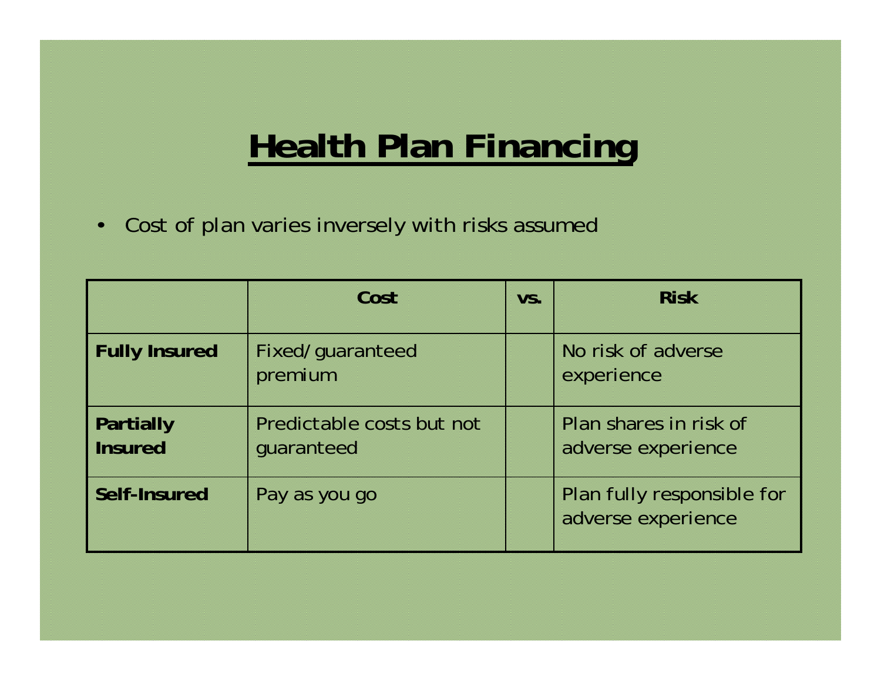# Health Plan Financing

- Cost of plan varies inversely with risks assumed

| | **Cost** | **vs.** | **Risk** |
|---|---|---|---|
| **Fully Insured** | Fixed/guaranteed premium | | No risk of adverse experience |
| **Partially Insured** | Predictable costs but not guaranteed | | Plan shares in risk of adverse experience |
| **Self-Insured** | Pay as you go | | Plan fully responsible for adverse experience |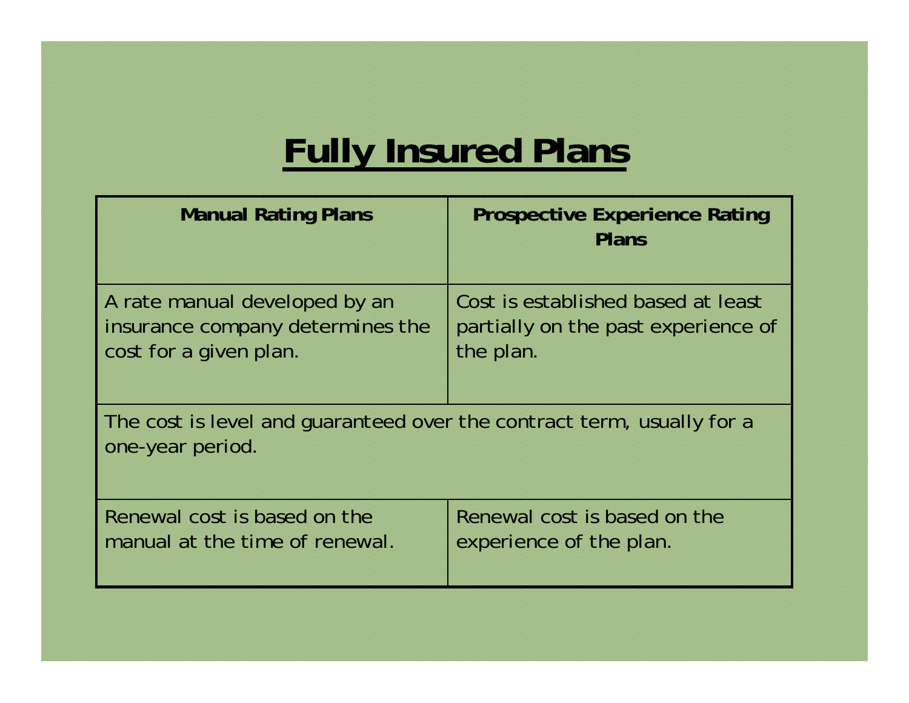# Fully Insured Plans

| Manual Rating Plans | Prospective Experience Rating Plans |
| --- | --- |
| A rate manual developed by an insurance company determines the cost for a given plan. | Cost is established based at least partially on the past experience of the plan. |
| The cost is level and guaranteed over the contract term, usually for a one-year period. | |
| Renewal cost is based on the manual at the time of renewal. | Renewal cost is based on the experience of the plan. |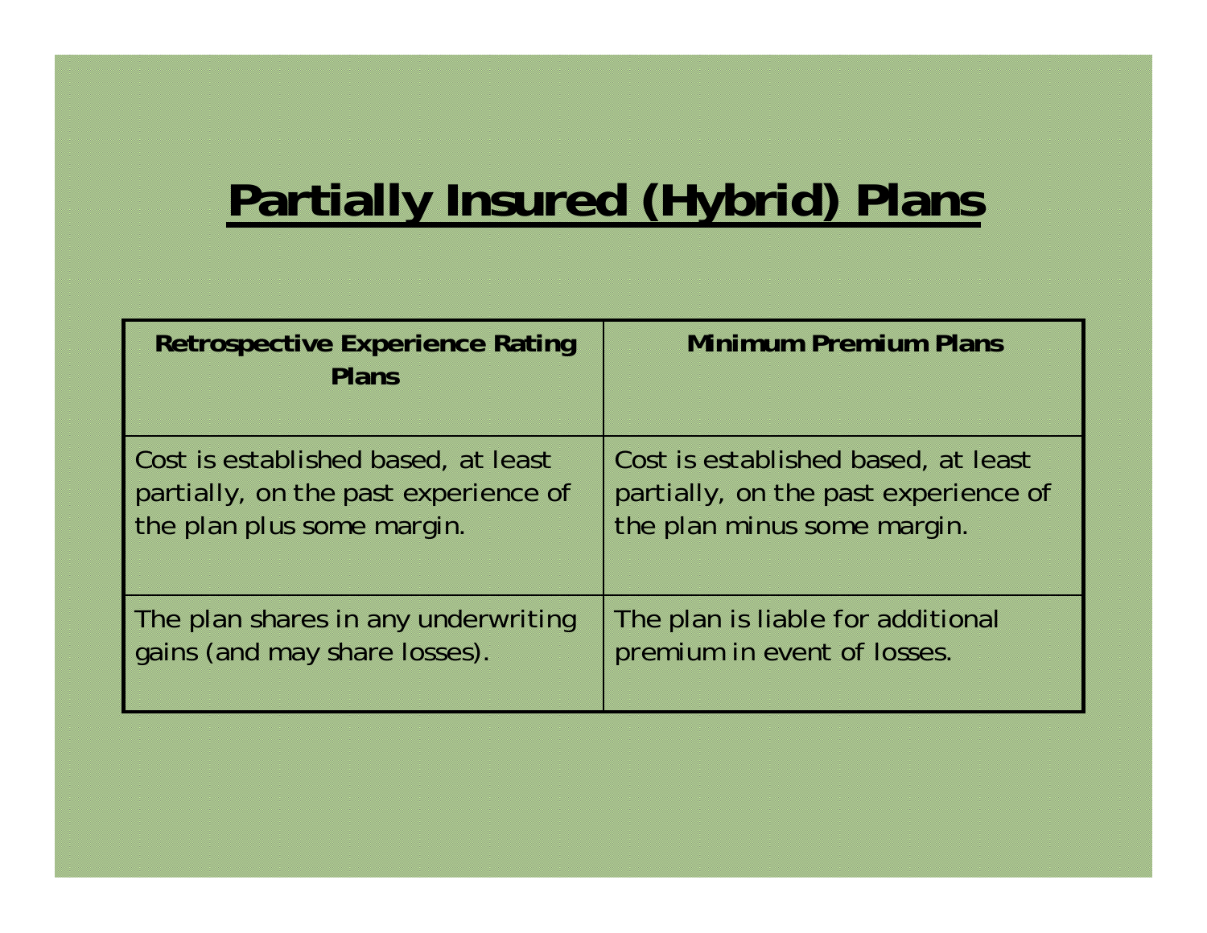# Partially Insured (Hybrid) Plans

| Retrospective Experience Rating Plans | Minimum Premium Plans |
| --- | --- |
| Cost is established based, at least partially, on the past experience of the plan plus some margin. | Cost is established based, at least partially, on the past experience of the plan minus some margin. |
| The plan shares in any underwriting gains (and may share losses). | The plan is liable for additional premium in event of losses. |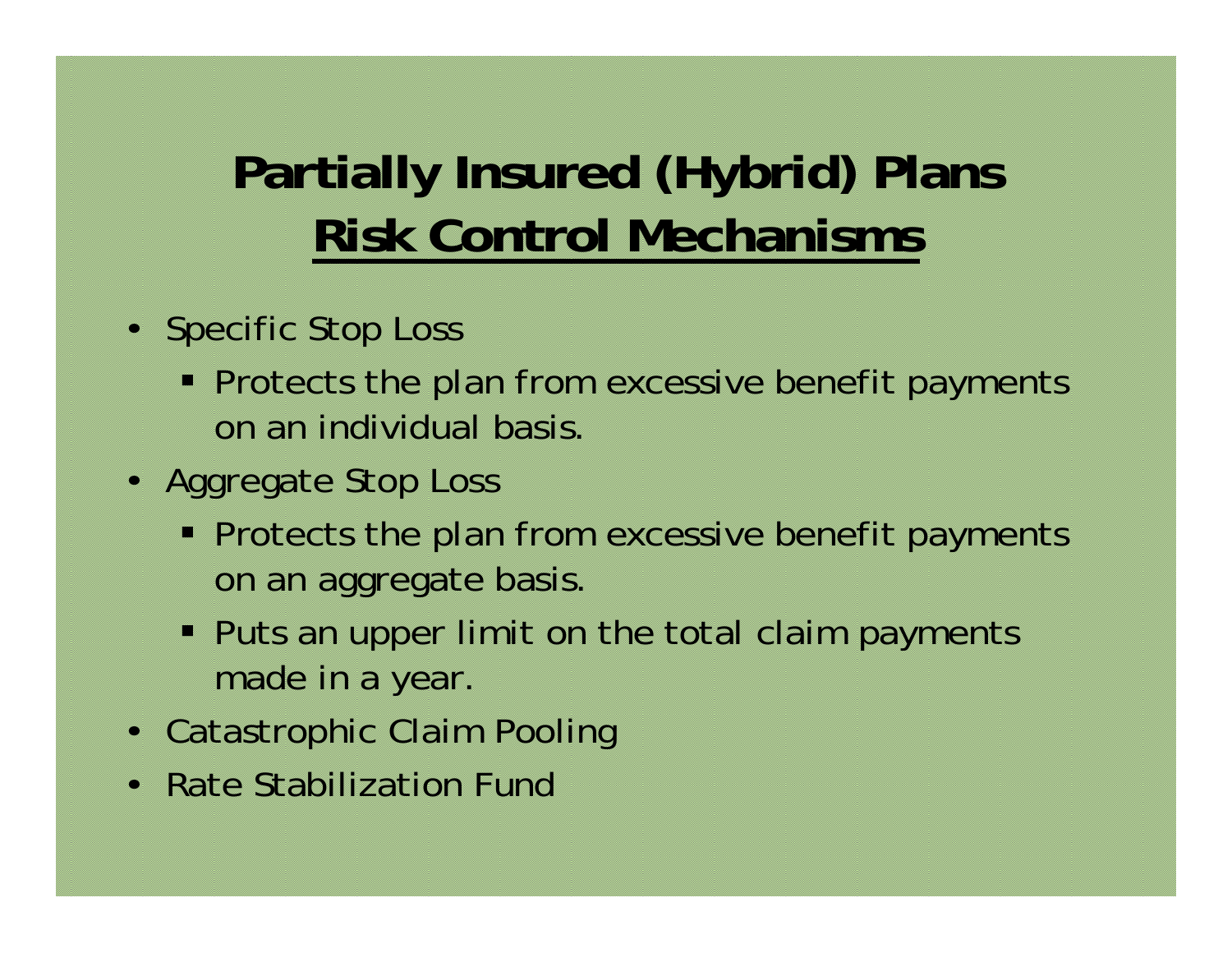# Partially Insured (Hybrid) Plans
## Risk Control Mechanisms

- Specific Stop Loss
  - Protects the plan from excessive benefit payments on an individual basis.
- Aggregate Stop Loss
  - Protects the plan from excessive benefit payments on an aggregate basis.
  - Puts an upper limit on the total claim payments made in a year.
- Catastrophic Claim Pooling
- Rate Stabilization Fund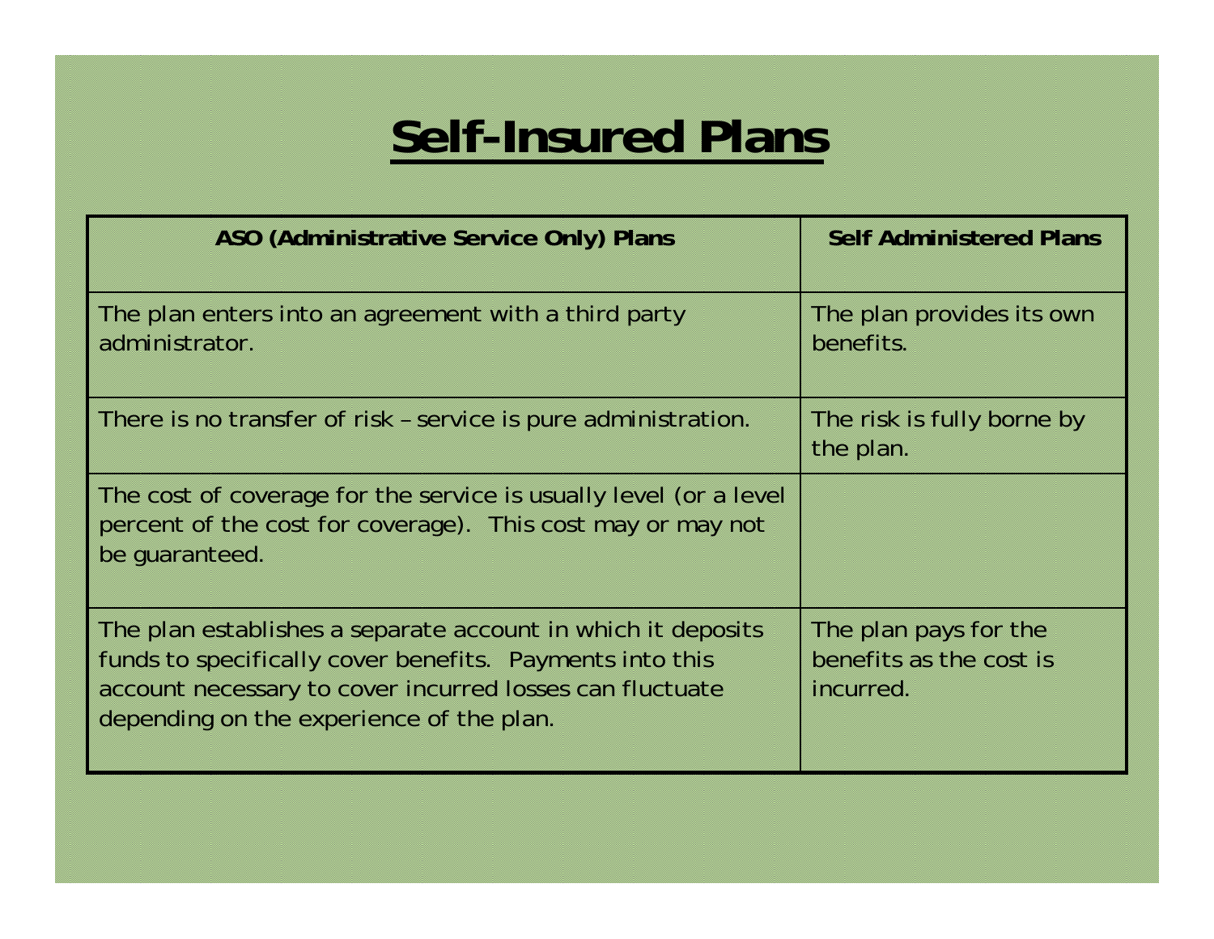# Self-Insured Plans

| ASO (Administrative Service Only) Plans | Self Administered Plans |
| --- | --- |
| The plan enters into an agreement with a third party administrator. | The plan provides its own benefits. |
| There is no transfer of risk – service is pure administration. | The risk is fully borne by the plan. |
| The cost of coverage for the service is usually level (or a level percent of the cost for coverage). This cost may or may not be guaranteed. | |
| The plan establishes a separate account in which it deposits funds to specifically cover benefits. Payments into this account necessary to cover incurred losses can fluctuate depending on the experience of the plan. | The plan pays for the benefits as the cost is incurred. |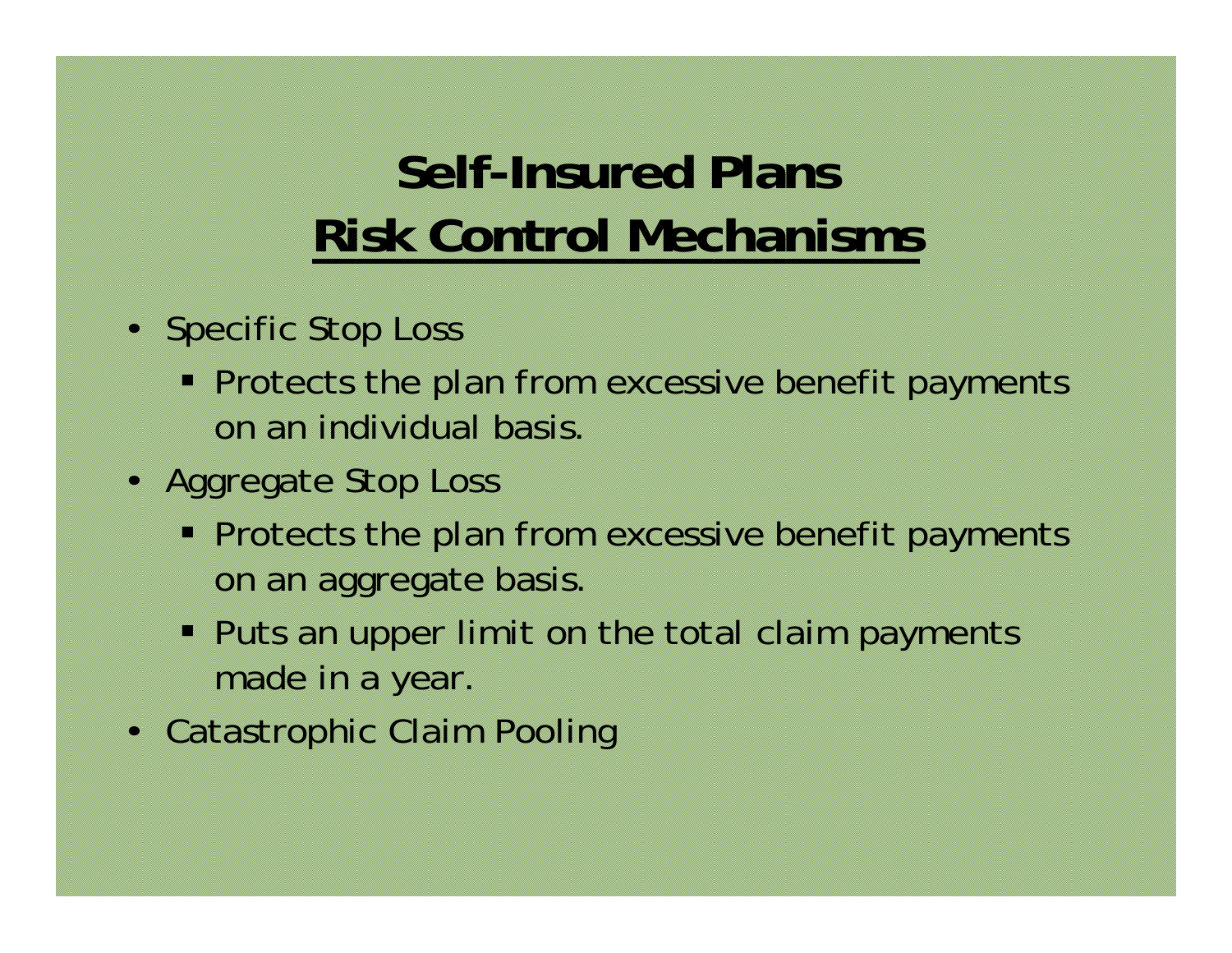# Self-Insured Plans

## Risk Control Mechanisms

- Specific Stop Loss
  - Protects the plan from excessive benefit payments on an individual basis.
- Aggregate Stop Loss
  - Protects the plan from excessive benefit payments on an aggregate basis.
  - Puts an upper limit on the total claim payments made in a year.
- Catastrophic Claim Pooling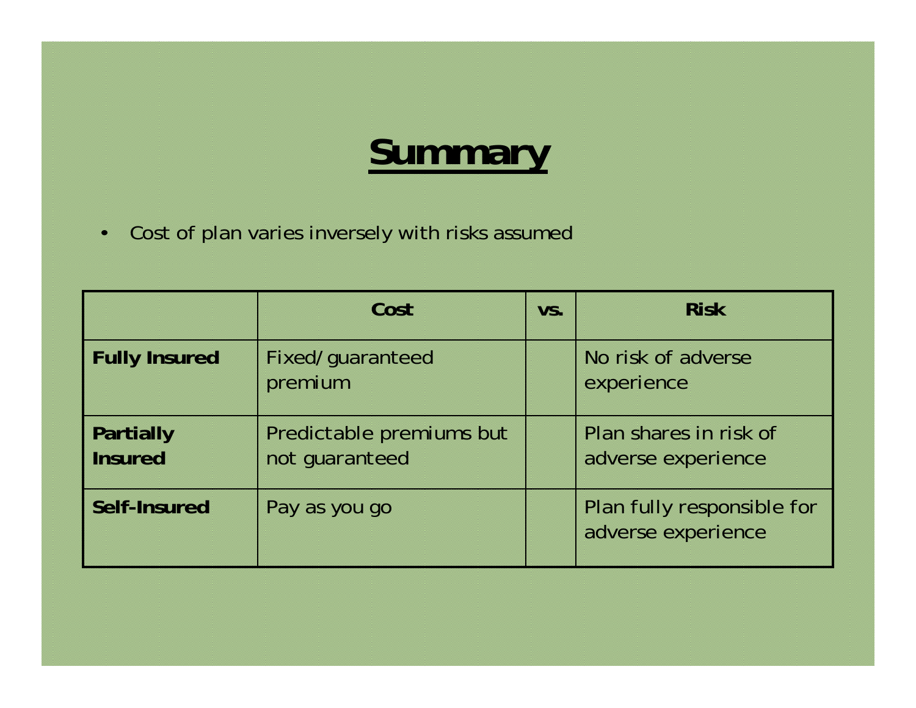# Summary

- Cost of plan varies inversely with risks assumed

| | Cost | vs. | Risk |
|---|---|---|---|
| **Fully Insured** | Fixed/guaranteed premium | | No risk of adverse experience |
| **Partially Insured** | Predictable premiums but not guaranteed | | Plan shares in risk of adverse experience |
| **Self-Insured** | Pay as you go | | Plan fully responsible for adverse experience |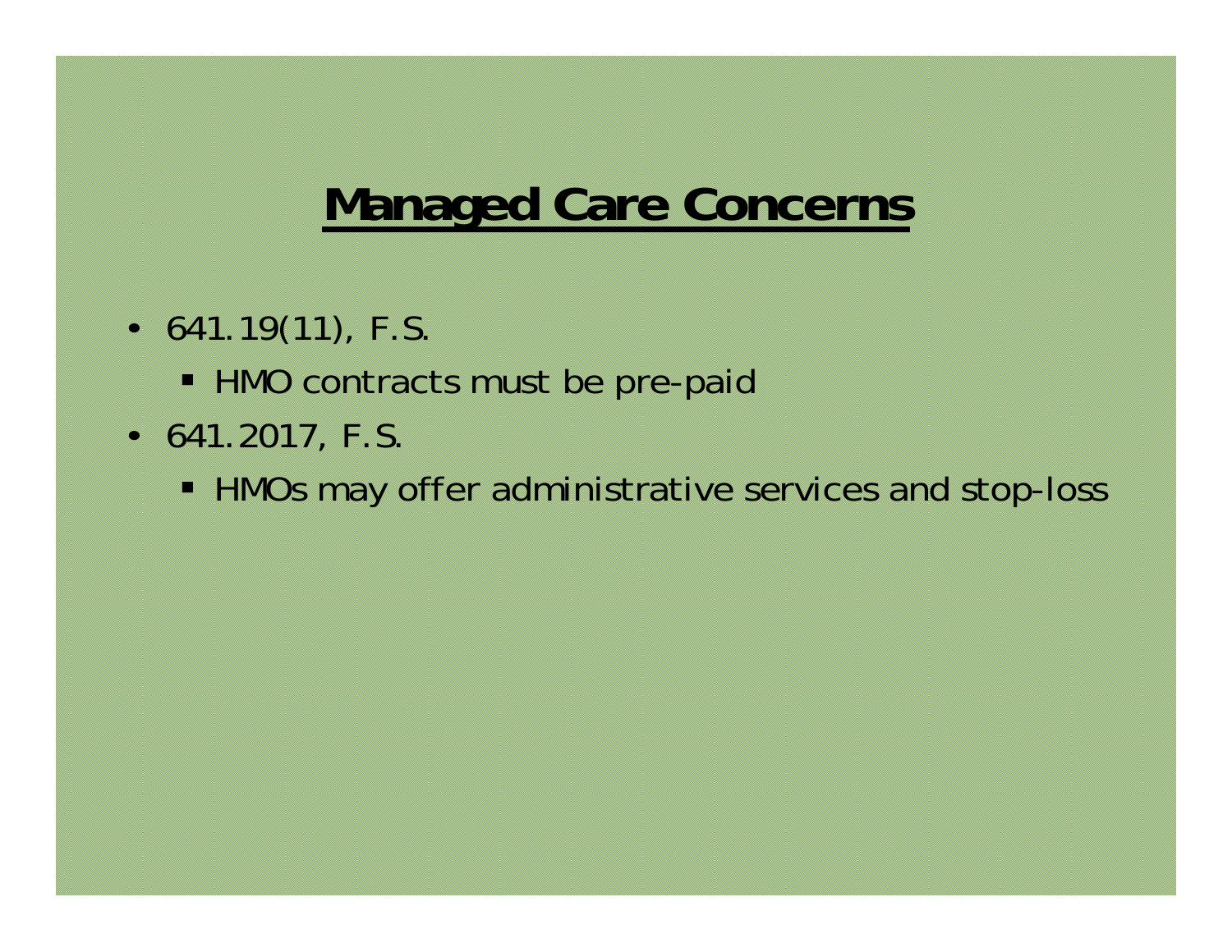# Managed Care Concerns

- 641.19(11), F.S.
  - HMO contracts must be pre-paid
- 641.2017, F.S.
  - HMOs may offer administrative services and stop-loss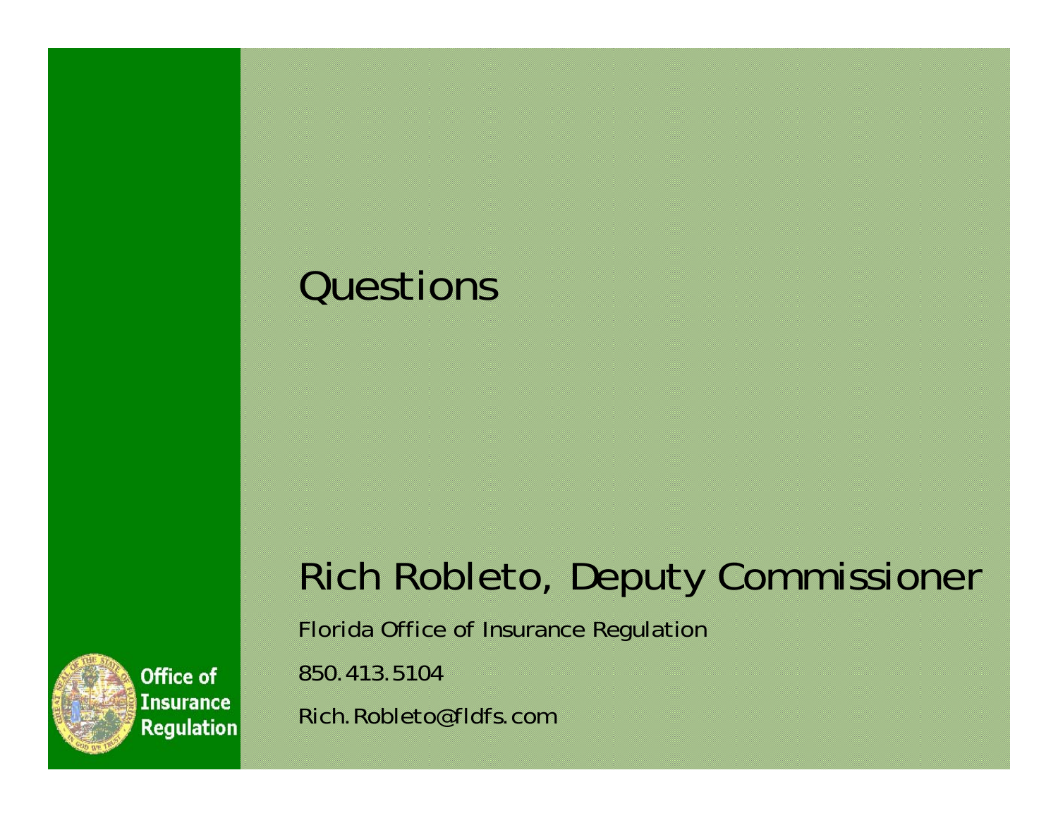# Questions

## Rich Robleto, Deputy Commissioner

Florida Office of Insurance Regulation

850.413.5104

Rich.Robleto@fldfs.com

Office of Insurance Regulation